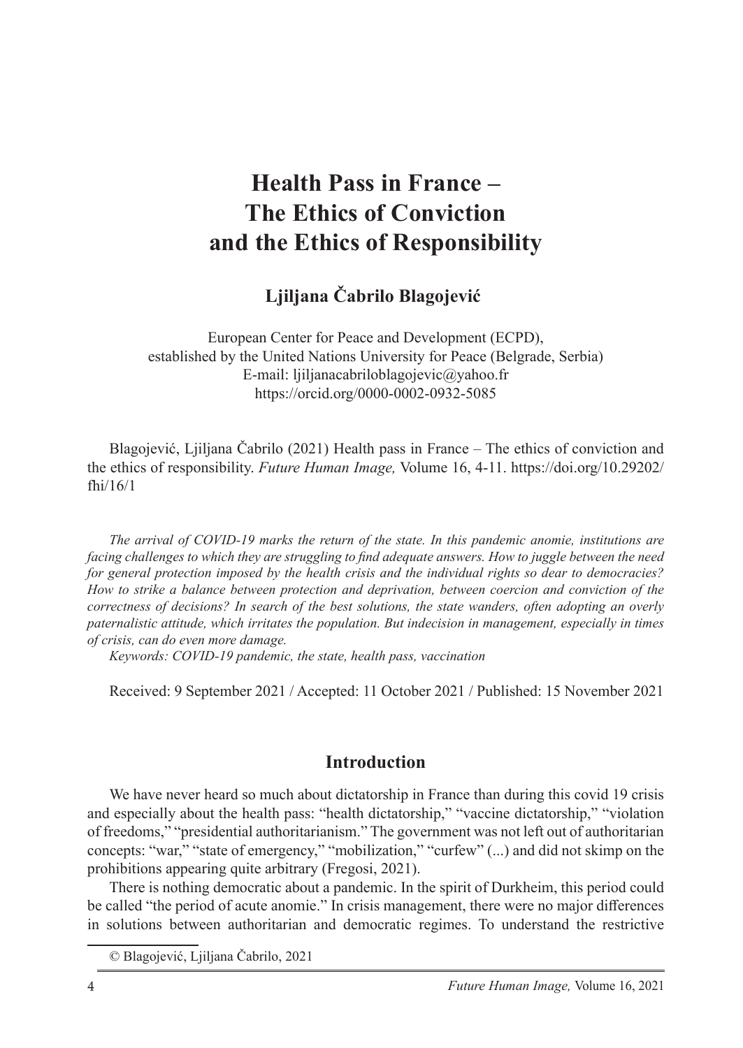# Health Pass in France – The Ethics of Conviction and the Ethics of Responsibility

**Ljiljana Čabrilo Blagojević**

European Center for Peace and Development (ECPD),
established by the United Nations University for Peace (Belgrade, Serbia)
E-mail: ljiljanacabriloblagojevic@yahoo.fr
https://orcid.org/0000-0002-0932-5085

Blagojević, Ljiljana Čabrilo (2021) Health pass in France – The ethics of conviction and the ethics of responsibility. *Future Human Image,* Volume 16, 4-11. https://doi.org/10.29202/fhi/16/1

*The arrival of COVID-19 marks the return of the state. In this pandemic anomie, institutions are facing challenges to which they are struggling to find adequate answers. How to juggle between the need for general protection imposed by the health crisis and the individual rights so dear to democracies? How to strike a balance between protection and deprivation, between coercion and conviction of the correctness of decisions? In search of the best solutions, the state wanders, often adopting an overly paternalistic attitude, which irritates the population. But indecision in management, especially in times of crisis, can do even more damage.*

*Keywords: COVID-19 pandemic, the state, health pass, vaccination*

Received: 9 September 2021 / Accepted: 11 October 2021 / Published: 15 November 2021

## Introduction

We have never heard so much about dictatorship in France than during this covid 19 crisis and especially about the health pass: "health dictatorship," "vaccine dictatorship," "violation of freedoms," "presidential authoritarianism." The government was not left out of authoritarian concepts: "war," "state of emergency," "mobilization," "curfew" (...) and did not skimp on the prohibitions appearing quite arbitrary (Fregosi, 2021).

There is nothing democratic about a pandemic. In the spirit of Durkheim, this period could be called "the period of acute anomie." In crisis management, there were no major differences in solutions between authoritarian and democratic regimes. To understand the restrictive

© Blagojević, Ljiljana Čabrilo, 2021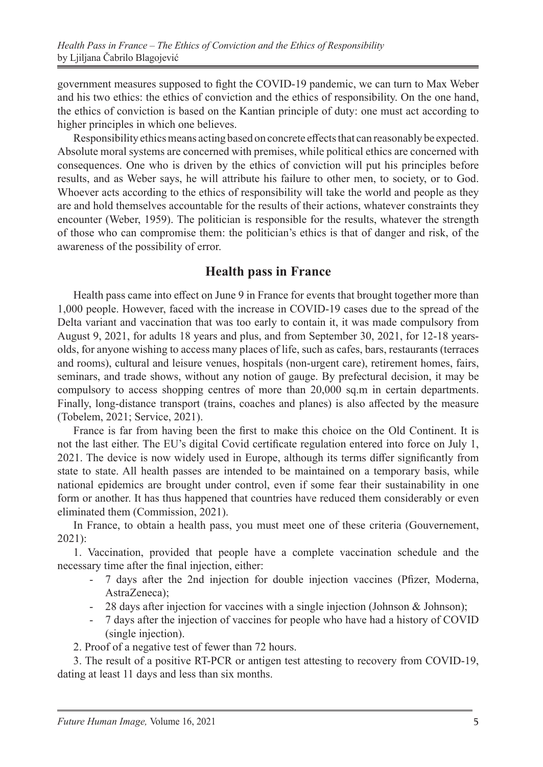government measures supposed to fight the COVID-19 pandemic, we can turn to Max Weber and his two ethics: the ethics of conviction and the ethics of responsibility. On the one hand, the ethics of conviction is based on the Kantian principle of duty: one must act according to higher principles in which one believes.

Responsibility ethics means acting based on concrete effects that can reasonably be expected. Absolute moral systems are concerned with premises, while political ethics are concerned with consequences. One who is driven by the ethics of conviction will put his principles before results, and as Weber says, he will attribute his failure to other men, to society, or to God. Whoever acts according to the ethics of responsibility will take the world and people as they are and hold themselves accountable for the results of their actions, whatever constraints they encounter (Weber, 1959). The politician is responsible for the results, whatever the strength of those who can compromise them: the politician's ethics is that of danger and risk, of the awareness of the possibility of error.

## Health pass in France

Health pass came into effect on June 9 in France for events that brought together more than 1,000 people. However, faced with the increase in COVID-19 cases due to the spread of the Delta variant and vaccination that was too early to contain it, it was made compulsory from August 9, 2021, for adults 18 years and plus, and from September 30, 2021, for 12-18 years-olds, for anyone wishing to access many places of life, such as cafes, bars, restaurants (terraces and rooms), cultural and leisure venues, hospitals (non-urgent care), retirement homes, fairs, seminars, and trade shows, without any notion of gauge. By prefectural decision, it may be compulsory to access shopping centres of more than 20,000 sq.m in certain departments. Finally, long-distance transport (trains, coaches and planes) is also affected by the measure (Tobelem, 2021; Service, 2021).

France is far from having been the first to make this choice on the Old Continent. It is not the last either. The EU's digital Covid certificate regulation entered into force on July 1, 2021. The device is now widely used in Europe, although its terms differ significantly from state to state. All health passes are intended to be maintained on a temporary basis, while national epidemics are brought under control, even if some fear their sustainability in one form or another. It has thus happened that countries have reduced them considerably or even eliminated them (Commission, 2021).

In France, to obtain a health pass, you must meet one of these criteria (Gouvernement, 2021):

1. Vaccination, provided that people have a complete vaccination schedule and the necessary time after the final injection, either:
   - 7 days after the 2nd injection for double injection vaccines (Pfizer, Moderna, AstraZeneca);
   - 28 days after injection for vaccines with a single injection (Johnson & Johnson);
   - 7 days after the injection of vaccines for people who have had a history of COVID (single injection).
2. Proof of a negative test of fewer than 72 hours.
3. The result of a positive RT-PCR or antigen test attesting to recovery from COVID-19, dating at least 11 days and less than six months.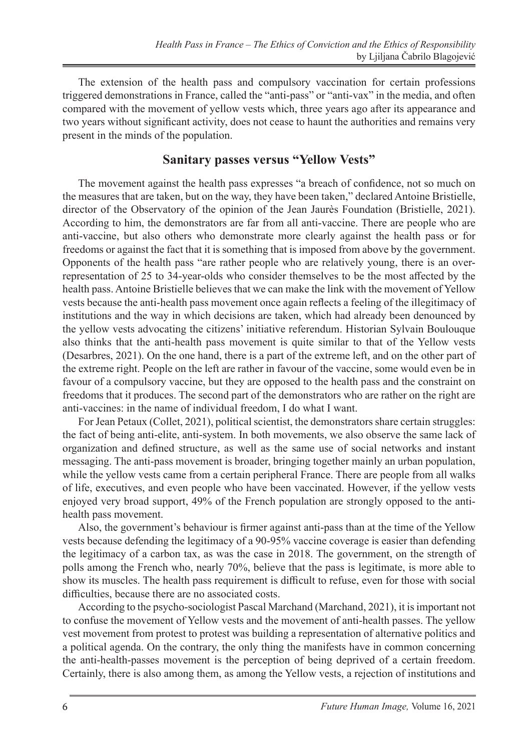The extension of the health pass and compulsory vaccination for certain professions triggered demonstrations in France, called the "anti-pass" or "anti-vax" in the media, and often compared with the movement of yellow vests which, three years ago after its appearance and two years without significant activity, does not cease to haunt the authorities and remains very present in the minds of the population.

## Sanitary passes versus "Yellow Vests"

The movement against the health pass expresses "a breach of confidence, not so much on the measures that are taken, but on the way, they have been taken," declared Antoine Bristielle, director of the Observatory of the opinion of the Jean Jaurès Foundation (Bristielle, 2021). According to him, the demonstrators are far from all anti-vaccine. There are people who are anti-vaccine, but also others who demonstrate more clearly against the health pass or for freedoms or against the fact that it is something that is imposed from above by the government. Opponents of the health pass "are rather people who are relatively young, there is an over-representation of 25 to 34-year-olds who consider themselves to be the most affected by the health pass. Antoine Bristielle believes that we can make the link with the movement of Yellow vests because the anti-health pass movement once again reflects a feeling of the illegitimacy of institutions and the way in which decisions are taken, which had already been denounced by the yellow vests advocating the citizens' initiative referendum. Historian Sylvain Boulouque also thinks that the anti-health pass movement is quite similar to that of the Yellow vests (Desarbres, 2021). On the one hand, there is a part of the extreme left, and on the other part of the extreme right. People on the left are rather in favour of the vaccine, some would even be in favour of a compulsory vaccine, but they are opposed to the health pass and the constraint on freedoms that it produces. The second part of the demonstrators who are rather on the right are anti-vaccines: in the name of individual freedom, I do what I want.

For Jean Petaux (Collet, 2021), political scientist, the demonstrators share certain struggles: the fact of being anti-elite, anti-system. In both movements, we also observe the same lack of organization and defined structure, as well as the same use of social networks and instant messaging. The anti-pass movement is broader, bringing together mainly an urban population, while the yellow vests came from a certain peripheral France. There are people from all walks of life, executives, and even people who have been vaccinated. However, if the yellow vests enjoyed very broad support, 49% of the French population are strongly opposed to the anti-health pass movement.

Also, the government's behaviour is firmer against anti-pass than at the time of the Yellow vests because defending the legitimacy of a 90-95% vaccine coverage is easier than defending the legitimacy of a carbon tax, as was the case in 2018. The government, on the strength of polls among the French who, nearly 70%, believe that the pass is legitimate, is more able to show its muscles. The health pass requirement is difficult to refuse, even for those with social difficulties, because there are no associated costs.

According to the psycho-sociologist Pascal Marchand (Marchand, 2021), it is important not to confuse the movement of Yellow vests and the movement of anti-health passes. The yellow vest movement from protest to protest was building a representation of alternative politics and a political agenda. On the contrary, the only thing the manifests have in common concerning the anti-health-passes movement is the perception of being deprived of a certain freedom. Certainly, there is also among them, as among the Yellow vests, a rejection of institutions and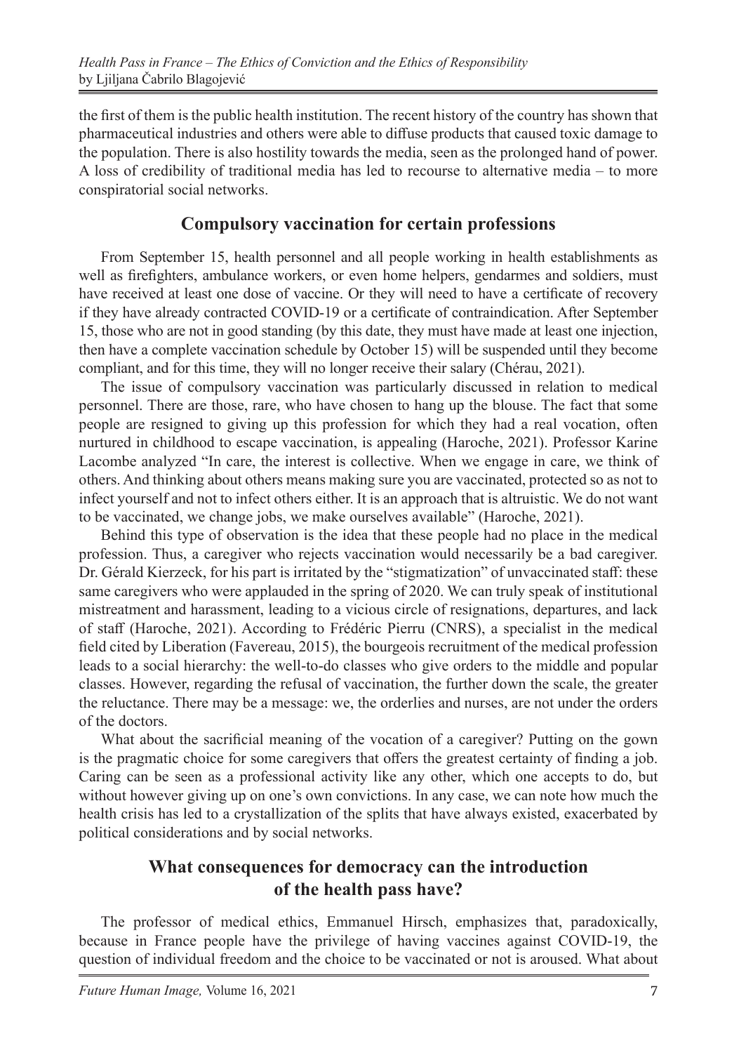the first of them is the public health institution. The recent history of the country has shown that pharmaceutical industries and others were able to diffuse products that caused toxic damage to the population. There is also hostility towards the media, seen as the prolonged hand of power. A loss of credibility of traditional media has led to recourse to alternative media – to more conspiratorial social networks.

## Compulsory vaccination for certain professions

From September 15, health personnel and all people working in health establishments as well as firefighters, ambulance workers, or even home helpers, gendarmes and soldiers, must have received at least one dose of vaccine. Or they will need to have a certificate of recovery if they have already contracted COVID-19 or a certificate of contraindication. After September 15, those who are not in good standing (by this date, they must have made at least one injection, then have a complete vaccination schedule by October 15) will be suspended until they become compliant, and for this time, they will no longer receive their salary (Chérau, 2021).

The issue of compulsory vaccination was particularly discussed in relation to medical personnel. There are those, rare, who have chosen to hang up the blouse. The fact that some people are resigned to giving up this profession for which they had a real vocation, often nurtured in childhood to escape vaccination, is appealing (Haroche, 2021). Professor Karine Lacombe analyzed "In care, the interest is collective. When we engage in care, we think of others. And thinking about others means making sure you are vaccinated, protected so as not to infect yourself and not to infect others either. It is an approach that is altruistic. We do not want to be vaccinated, we change jobs, we make ourselves available" (Haroche, 2021).

Behind this type of observation is the idea that these people had no place in the medical profession. Thus, a caregiver who rejects vaccination would necessarily be a bad caregiver. Dr. Gérald Kierzeck, for his part is irritated by the "stigmatization" of unvaccinated staff: these same caregivers who were applauded in the spring of 2020. We can truly speak of institutional mistreatment and harassment, leading to a vicious circle of resignations, departures, and lack of staff (Haroche, 2021). According to Frédéric Pierru (CNRS), a specialist in the medical field cited by Liberation (Favereau, 2015), the bourgeois recruitment of the medical profession leads to a social hierarchy: the well-to-do classes who give orders to the middle and popular classes. However, regarding the refusal of vaccination, the further down the scale, the greater the reluctance. There may be a message: we, the orderlies and nurses, are not under the orders of the doctors.

What about the sacrificial meaning of the vocation of a caregiver? Putting on the gown is the pragmatic choice for some caregivers that offers the greatest certainty of finding a job. Caring can be seen as a professional activity like any other, which one accepts to do, but without however giving up on one's own convictions. In any case, we can note how much the health crisis has led to a crystallization of the splits that have always existed, exacerbated by political considerations and by social networks.

## What consequences for democracy can the introduction of the health pass have?

The professor of medical ethics, Emmanuel Hirsch, emphasizes that, paradoxically, because in France people have the privilege of having vaccines against COVID-19, the question of individual freedom and the choice to be vaccinated or not is aroused. What about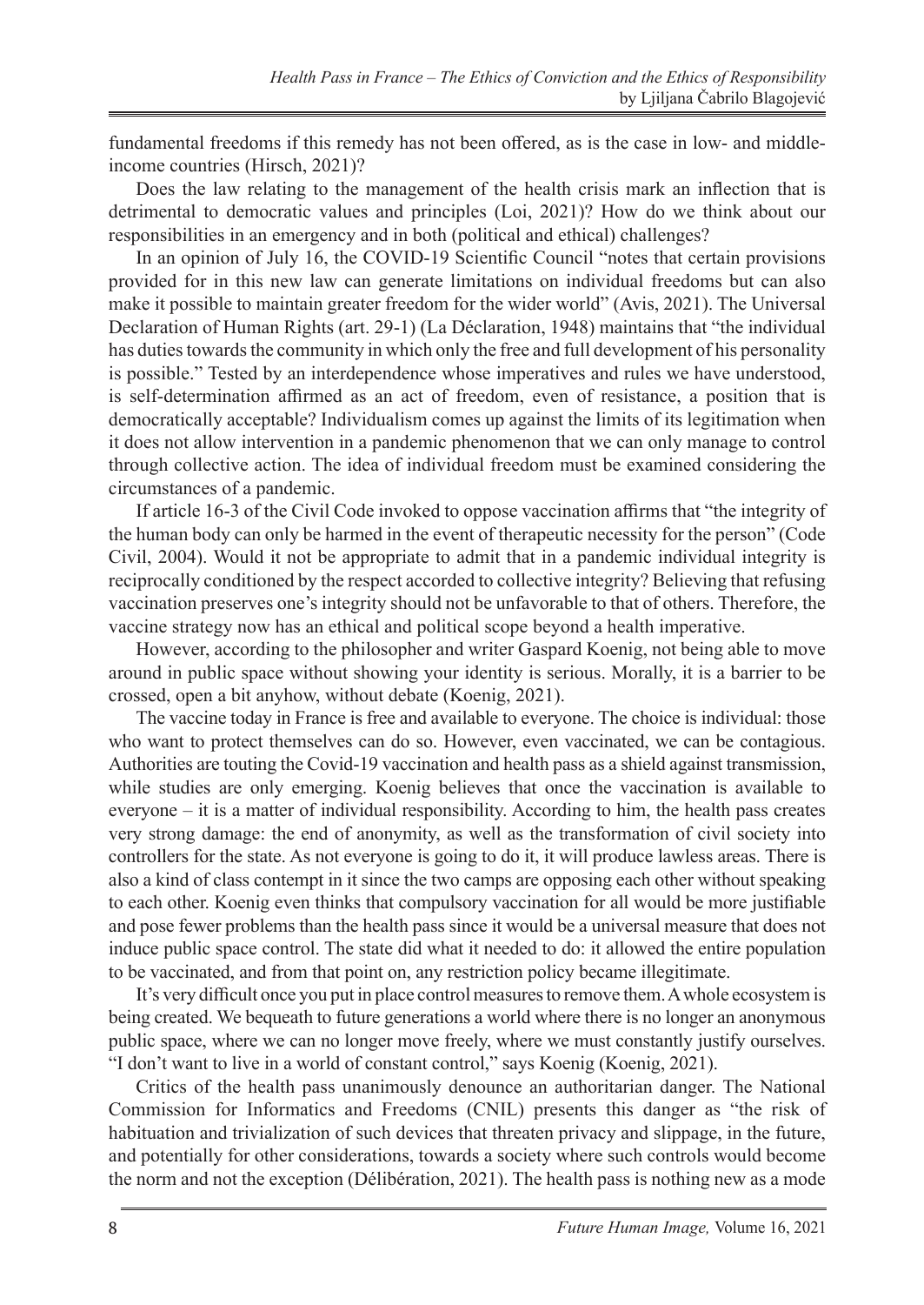fundamental freedoms if this remedy has not been offered, as is the case in low- and middle-income countries (Hirsch, 2021)?

Does the law relating to the management of the health crisis mark an inflection that is detrimental to democratic values and principles (Loi, 2021)? How do we think about our responsibilities in an emergency and in both (political and ethical) challenges?

In an opinion of July 16, the COVID-19 Scientific Council "notes that certain provisions provided for in this new law can generate limitations on individual freedoms but can also make it possible to maintain greater freedom for the wider world" (Avis, 2021). The Universal Declaration of Human Rights (art. 29-1) (La Déclaration, 1948) maintains that "the individual has duties towards the community in which only the free and full development of his personality is possible." Tested by an interdependence whose imperatives and rules we have understood, is self-determination affirmed as an act of freedom, even of resistance, a position that is democratically acceptable? Individualism comes up against the limits of its legitimation when it does not allow intervention in a pandemic phenomenon that we can only manage to control through collective action. The idea of individual freedom must be examined considering the circumstances of a pandemic.

If article 16-3 of the Civil Code invoked to oppose vaccination affirms that "the integrity of the human body can only be harmed in the event of therapeutic necessity for the person" (Code Civil, 2004). Would it not be appropriate to admit that in a pandemic individual integrity is reciprocally conditioned by the respect accorded to collective integrity? Believing that refusing vaccination preserves one's integrity should not be unfavorable to that of others. Therefore, the vaccine strategy now has an ethical and political scope beyond a health imperative.

However, according to the philosopher and writer Gaspard Koenig, not being able to move around in public space without showing your identity is serious. Morally, it is a barrier to be crossed, open a bit anyhow, without debate (Koenig, 2021).

The vaccine today in France is free and available to everyone. The choice is individual: those who want to protect themselves can do so. However, even vaccinated, we can be contagious. Authorities are touting the Covid-19 vaccination and health pass as a shield against transmission, while studies are only emerging. Koenig believes that once the vaccination is available to everyone – it is a matter of individual responsibility. According to him, the health pass creates very strong damage: the end of anonymity, as well as the transformation of civil society into controllers for the state. As not everyone is going to do it, it will produce lawless areas. There is also a kind of class contempt in it since the two camps are opposing each other without speaking to each other. Koenig even thinks that compulsory vaccination for all would be more justifiable and pose fewer problems than the health pass since it would be a universal measure that does not induce public space control. The state did what it needed to do: it allowed the entire population to be vaccinated, and from that point on, any restriction policy became illegitimate.

It's very difficult once you put in place control measures to remove them. A whole ecosystem is being created. We bequeath to future generations a world where there is no longer an anonymous public space, where we can no longer move freely, where we must constantly justify ourselves. "I don't want to live in a world of constant control," says Koenig (Koenig, 2021).

Critics of the health pass unanimously denounce an authoritarian danger. The National Commission for Informatics and Freedoms (CNIL) presents this danger as "the risk of habituation and trivialization of such devices that threaten privacy and slippage, in the future, and potentially for other considerations, towards a society where such controls would become the norm and not the exception (Délibération, 2021). The health pass is nothing new as a mode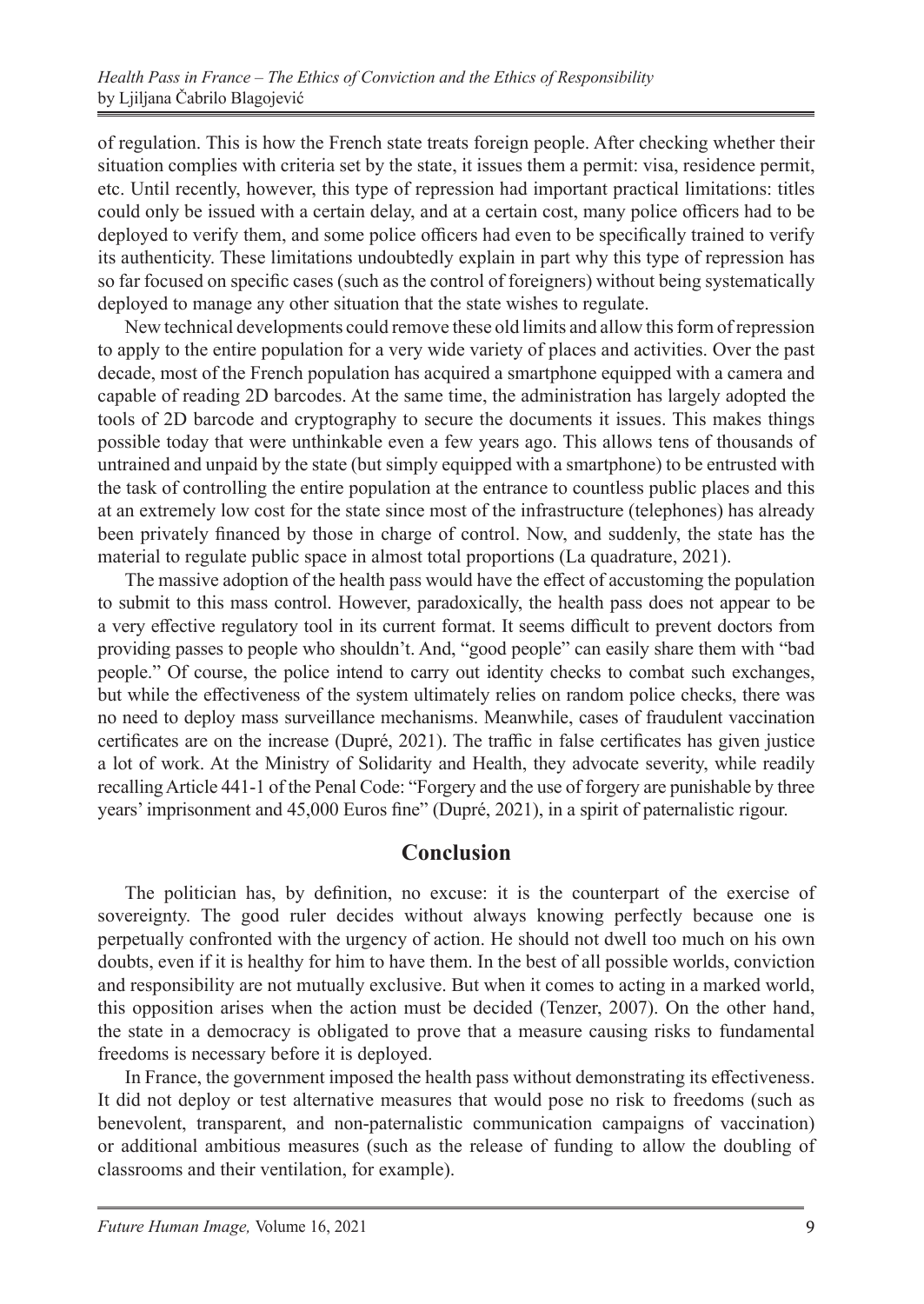of regulation. This is how the French state treats foreign people. After checking whether their situation complies with criteria set by the state, it issues them a permit: visa, residence permit, etc. Until recently, however, this type of repression had important practical limitations: titles could only be issued with a certain delay, and at a certain cost, many police officers had to be deployed to verify them, and some police officers had even to be specifically trained to verify its authenticity. These limitations undoubtedly explain in part why this type of repression has so far focused on specific cases (such as the control of foreigners) without being systematically deployed to manage any other situation that the state wishes to regulate.

New technical developments could remove these old limits and allow this form of repression to apply to the entire population for a very wide variety of places and activities. Over the past decade, most of the French population has acquired a smartphone equipped with a camera and capable of reading 2D barcodes. At the same time, the administration has largely adopted the tools of 2D barcode and cryptography to secure the documents it issues. This makes things possible today that were unthinkable even a few years ago. This allows tens of thousands of untrained and unpaid by the state (but simply equipped with a smartphone) to be entrusted with the task of controlling the entire population at the entrance to countless public places and this at an extremely low cost for the state since most of the infrastructure (telephones) has already been privately financed by those in charge of control. Now, and suddenly, the state has the material to regulate public space in almost total proportions (La quadrature, 2021).

The massive adoption of the health pass would have the effect of accustoming the population to submit to this mass control. However, paradoxically, the health pass does not appear to be a very effective regulatory tool in its current format. It seems difficult to prevent doctors from providing passes to people who shouldn't. And, "good people" can easily share them with "bad people." Of course, the police intend to carry out identity checks to combat such exchanges, but while the effectiveness of the system ultimately relies on random police checks, there was no need to deploy mass surveillance mechanisms. Meanwhile, cases of fraudulent vaccination certificates are on the increase (Dupré, 2021). The traffic in false certificates has given justice a lot of work. At the Ministry of Solidarity and Health, they advocate severity, while readily recalling Article 441-1 of the Penal Code: "Forgery and the use of forgery are punishable by three years' imprisonment and 45,000 Euros fine" (Dupré, 2021), in a spirit of paternalistic rigour.

## Conclusion

The politician has, by definition, no excuse: it is the counterpart of the exercise of sovereignty. The good ruler decides without always knowing perfectly because one is perpetually confronted with the urgency of action. He should not dwell too much on his own doubts, even if it is healthy for him to have them. In the best of all possible worlds, conviction and responsibility are not mutually exclusive. But when it comes to acting in a marked world, this opposition arises when the action must be decided (Tenzer, 2007). On the other hand, the state in a democracy is obligated to prove that a measure causing risks to fundamental freedoms is necessary before it is deployed.

In France, the government imposed the health pass without demonstrating its effectiveness. It did not deploy or test alternative measures that would pose no risk to freedoms (such as benevolent, transparent, and non-paternalistic communication campaigns of vaccination) or additional ambitious measures (such as the release of funding to allow the doubling of classrooms and their ventilation, for example).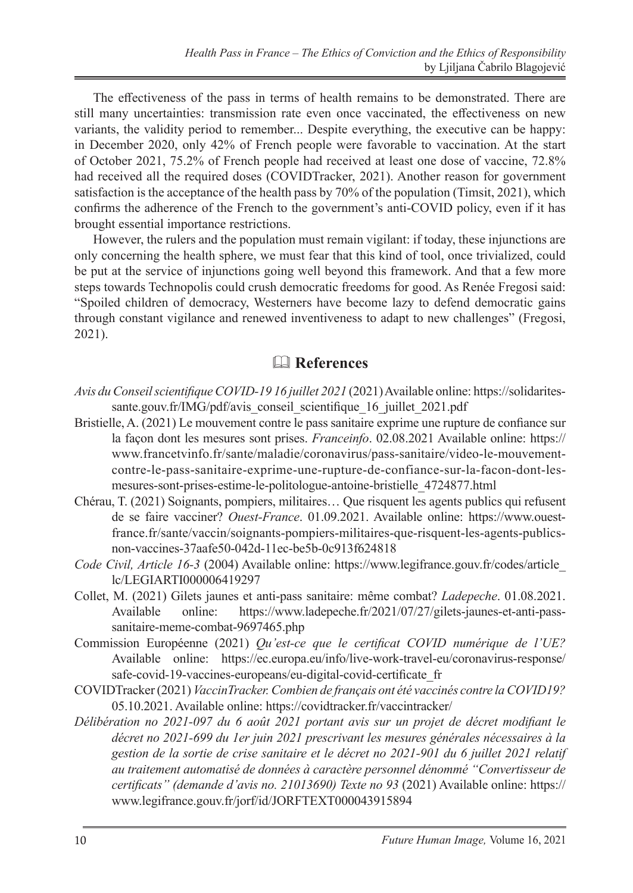The effectiveness of the pass in terms of health remains to be demonstrated. There are still many uncertainties: transmission rate even once vaccinated, the effectiveness on new variants, the validity period to remember... Despite everything, the executive can be happy: in December 2020, only 42% of French people were favorable to vaccination. At the start of October 2021, 75.2% of French people had received at least one dose of vaccine, 72.8% had received all the required doses (COVIDTracker, 2021). Another reason for government satisfaction is the acceptance of the health pass by 70% of the population (Timsit, 2021), which confirms the adherence of the French to the government's anti-COVID policy, even if it has brought essential importance restrictions.

However, the rulers and the population must remain vigilant: if today, these injunctions are only concerning the health sphere, we must fear that this kind of tool, once trivialized, could be put at the service of injunctions going well beyond this framework. And that a few more steps towards Technopolis could crush democratic freedoms for good. As Renée Fregosi said: "Spoiled children of democracy, Westerners have become lazy to defend democratic gains through constant vigilance and renewed inventiveness to adapt to new challenges" (Fregosi, 2021).

## References

*Avis du Conseil scientifique COVID-19 16 juillet 2021* (2021) Available online: https://solidarites-sante.gouv.fr/IMG/pdf/avis_conseil_scientifique_16_juillet_2021.pdf

Bristielle, A. (2021) Le mouvement contre le pass sanitaire exprime une rupture de confiance sur la façon dont les mesures sont prises. *Franceinfo*. 02.08.2021 Available online: https://www.francetvinfo.fr/sante/maladie/coronavirus/pass-sanitaire/video-le-mouvement-contre-le-pass-sanitaire-exprime-une-rupture-de-confiance-sur-la-facon-dont-les-mesures-sont-prises-estime-le-politologue-antoine-bristielle_4724877.html

Chérau, T. (2021) Soignants, pompiers, militaires… Que risquent les agents publics qui refusent de se faire vacciner? *Ouest-France*. 01.09.2021. Available online: https://www.ouest-france.fr/sante/vaccin/soignants-pompiers-militaires-que-risquent-les-agents-publics-non-vaccines-37aafe50-042d-11ec-be5b-0c913f624818

*Code Civil, Article 16-3* (2004) Available online: https://www.legifrance.gouv.fr/codes/article_lc/LEGIARTI000006419297

Collet, M. (2021) Gilets jaunes et anti-pass sanitaire: même combat? *Ladepeche*. 01.08.2021. Available online: https://www.ladepeche.fr/2021/07/27/gilets-jaunes-et-anti-pass-sanitaire-meme-combat-9697465.php

Commission Européenne (2021) *Qu'est-ce que le certificat COVID numérique de l'UE?* Available online: https://ec.europa.eu/info/live-work-travel-eu/coronavirus-response/safe-covid-19-vaccines-europeans/eu-digital-covid-certificate_fr

COVIDTracker (2021) *VaccinTracker. Combien de français ont été vaccinés contre la COVID19?* 05.10.2021. Available online: https://covidtracker.fr/vaccintracker/

*Délibération no 2021-097 du 6 août 2021 portant avis sur un projet de décret modifiant le décret no 2021-699 du 1er juin 2021 prescrivant les mesures générales nécessaires à la gestion de la sortie de crise sanitaire et le décret no 2021-901 du 6 juillet 2021 relatif au traitement automatisé de données à caractère personnel dénommé "Convertisseur de certificats" (demande d'avis no. 21013690) Texte no 93* (2021) Available online: https://www.legifrance.gouv.fr/jorf/id/JORFTEXT000043915894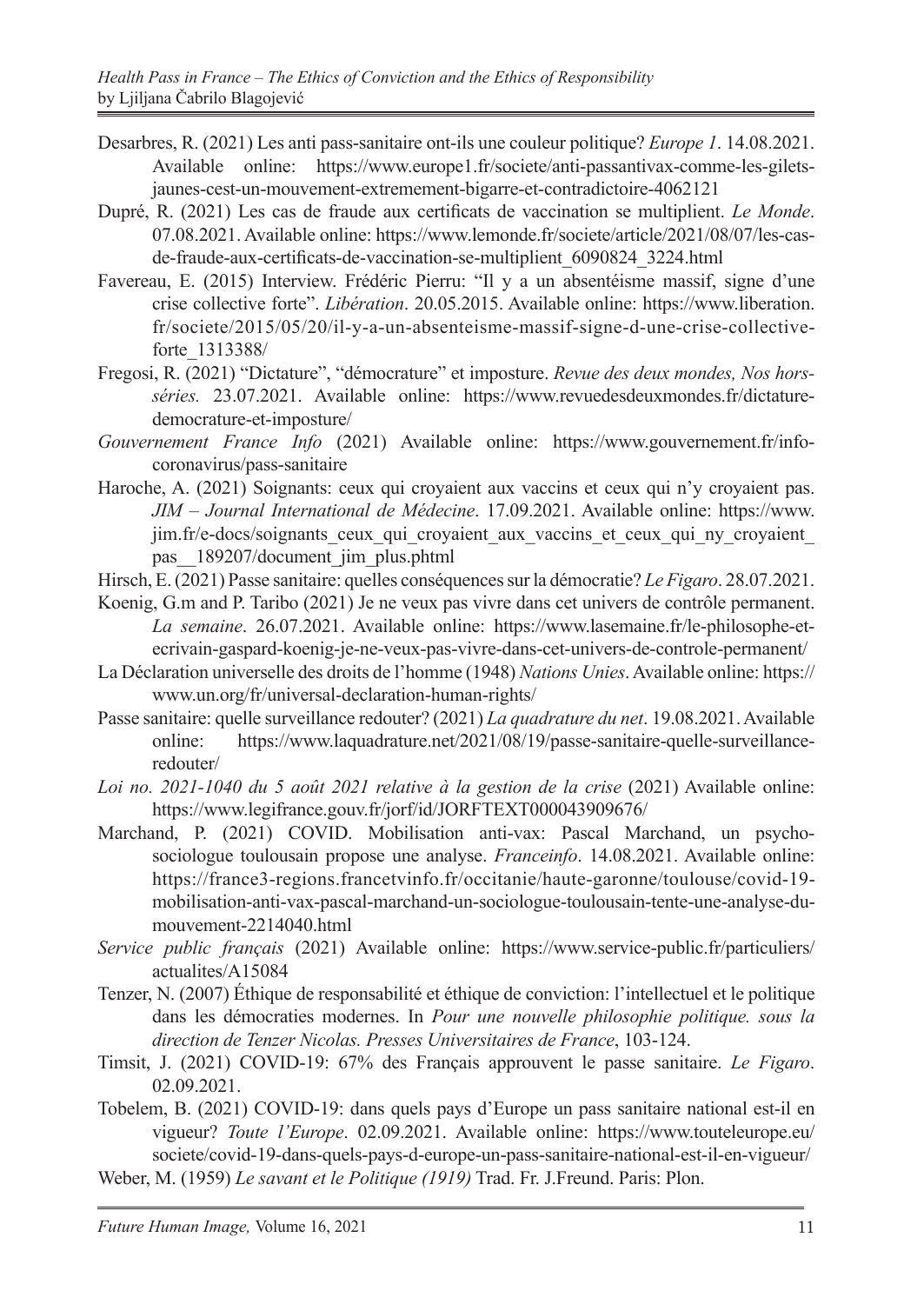Desarbres, R. (2021) Les anti pass-sanitaire ont-ils une couleur politique? *Europe 1*. 14.08.2021. Available online: https://www.europe1.fr/societe/anti-passantivax-comme-les-gilets-jaunes-cest-un-mouvement-extremement-bigarre-et-contradictoire-4062121

Dupré, R. (2021) Les cas de fraude aux certificats de vaccination se multiplient. *Le Monde*. 07.08.2021. Available online: https://www.lemonde.fr/societe/article/2021/08/07/les-cas-de-fraude-aux-certificats-de-vaccination-se-multiplient_6090824_3224.html

Favereau, E. (2015) Interview. Frédéric Pierru: "Il y a un absentéisme massif, signe d'une crise collective forte". *Libération*. 20.05.2015. Available online: https://www.liberation.fr/societe/2015/05/20/il-y-a-un-absenteisme-massif-signe-d-une-crise-collective-forte_1313388/

Fregosi, R. (2021) "Dictature", "démocrature" et imposture. *Revue des deux mondes, Nos hors-séries.* 23.07.2021. Available online: https://www.revuedesdeuxmondes.fr/dictature-democrature-et-imposture/

*Gouvernement France Info* (2021) Available online: https://www.gouvernement.fr/info-coronavirus/pass-sanitaire

Haroche, A. (2021) Soignants: ceux qui croyaient aux vaccins et ceux qui n'y croyaient pas. *JIM – Journal International de Médecine*. 17.09.2021. Available online: https://www.jim.fr/e-docs/soignants_ceux_qui_croyaient_aux_vaccins_et_ceux_qui_ny_croyaient_pas__189207/document_jim_plus.phtml

Hirsch, E. (2021) Passe sanitaire: quelles conséquences sur la démocratie? *Le Figaro*. 28.07.2021.

Koenig, G.m and P. Taribo (2021) Je ne veux pas vivre dans cet univers de contrôle permanent. *La semaine*. 26.07.2021. Available online: https://www.lasemaine.fr/le-philosophe-et-ecrivain-gaspard-koenig-je-ne-veux-pas-vivre-dans-cet-univers-de-controle-permanent/

La Déclaration universelle des droits de l'homme (1948) *Nations Unies*. Available online: https://www.un.org/fr/universal-declaration-human-rights/

Passe sanitaire: quelle surveillance redouter? (2021) *La quadrature du net*. 19.08.2021. Available online: https://www.laquadrature.net/2021/08/19/passe-sanitaire-quelle-surveillance-redouter/

*Loi no. 2021-1040 du 5 août 2021 relative à la gestion de la crise* (2021) Available online: https://www.legifrance.gouv.fr/jorf/id/JORFTEXT000043909676/

Marchand, P. (2021) COVID. Mobilisation anti-vax: Pascal Marchand, un psycho-sociologue toulousain propose une analyse. *Franceinfo*. 14.08.2021. Available online: https://france3-regions.francetvinfo.fr/occitanie/haute-garonne/toulouse/covid-19-mobilisation-anti-vax-pascal-marchand-un-sociologue-toulousain-tente-une-analyse-du-mouvement-2214040.html

*Service public français* (2021) Available online: https://www.service-public.fr/particuliers/actualites/A15084

Tenzer, N. (2007) Éthique de responsabilité et éthique de conviction: l'intellectuel et le politique dans les démocraties modernes. In *Pour une nouvelle philosophie politique. sous la direction de Tenzer Nicolas. Presses Universitaires de France*, 103-124.

Timsit, J. (2021) COVID-19: 67% des Français approuvent le passe sanitaire. *Le Figaro*. 02.09.2021.

Tobelem, B. (2021) COVID-19: dans quels pays d'Europe un pass sanitaire national est-il en vigueur? *Toute l'Europe*. 02.09.2021. Available online: https://www.touteleurope.eu/societe/covid-19-dans-quels-pays-d-europe-un-pass-sanitaire-national-est-il-en-vigueur/

Weber, M. (1959) *Le savant et le Politique (1919)* Trad. Fr. J.Freund. Paris: Plon.